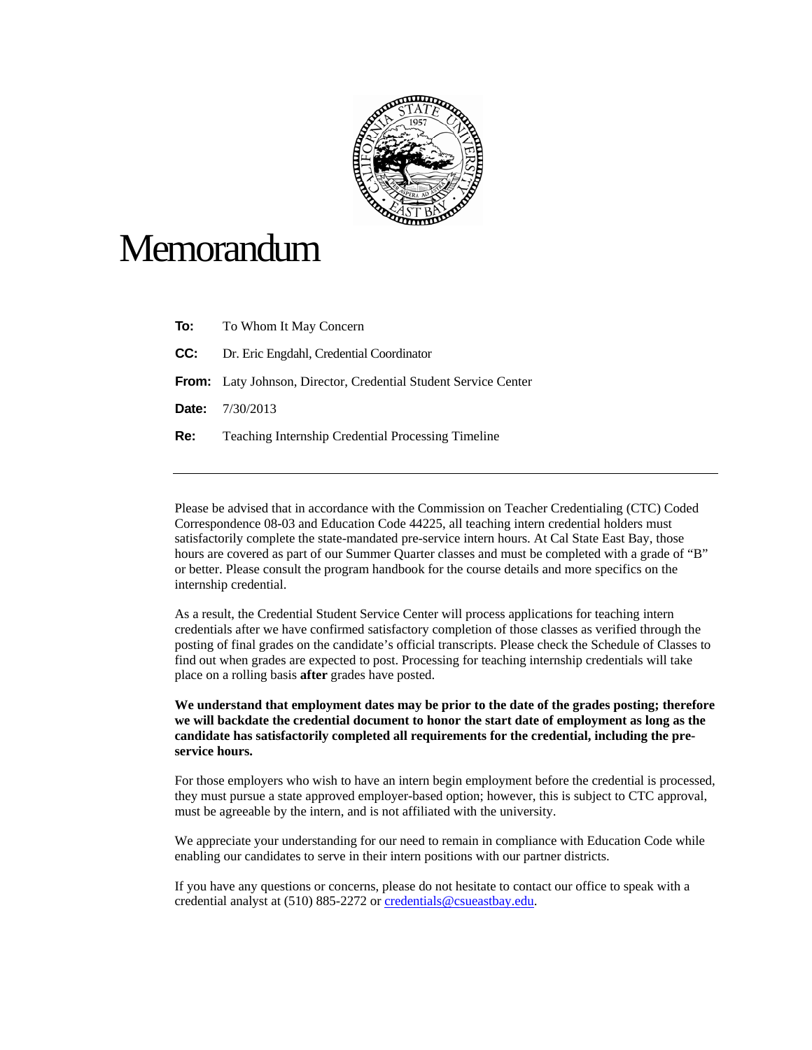# Memorandum

**To:** To Whom It May Concern

**CC:** Dr. Eric Engdahl, Credential Coordinator

**From:** Laty Johnson, Director, Credential Student Service Center

**Date:** 7/30/2013

**Re:** Teaching Internship Credential Processing Timeline

---

Please be advised that in accordance with the Commission on Teacher Credentialing (CTC) Coded Correspondence 08-03 and Education Code 44225, all teaching intern credential holders must satisfactorily complete the state-mandated pre-service intern hours. At Cal State East Bay, those hours are covered as part of our Summer Quarter classes and must be completed with a grade of "B" or better. Please consult the program handbook for the course details and more specifics on the internship credential.

As a result, the Credential Student Service Center will process applications for teaching intern credentials after we have confirmed satisfactory completion of those classes as verified through the posting of final grades on the candidate's official transcripts. Please check the Schedule of Classes to find out when grades are expected to post. Processing for teaching internship credentials will take place on a rolling basis **after** grades have posted.

**We understand that employment dates may be prior to the date of the grades posting; therefore we will backdate the credential document to honor the start date of employment as long as the candidate has satisfactorily completed all requirements for the credential, including the pre-service hours.**

For those employers who wish to have an intern begin employment before the credential is processed, they must pursue a state approved employer-based option; however, this is subject to CTC approval, must be agreeable by the intern, and is not affiliated with the university.

We appreciate your understanding for our need to remain in compliance with Education Code while enabling our candidates to serve in their intern positions with our partner districts.

If you have any questions or concerns, please do not hesitate to contact our office to speak with a credential analyst at (510) 885-2272 or credentials@csueastbay.edu.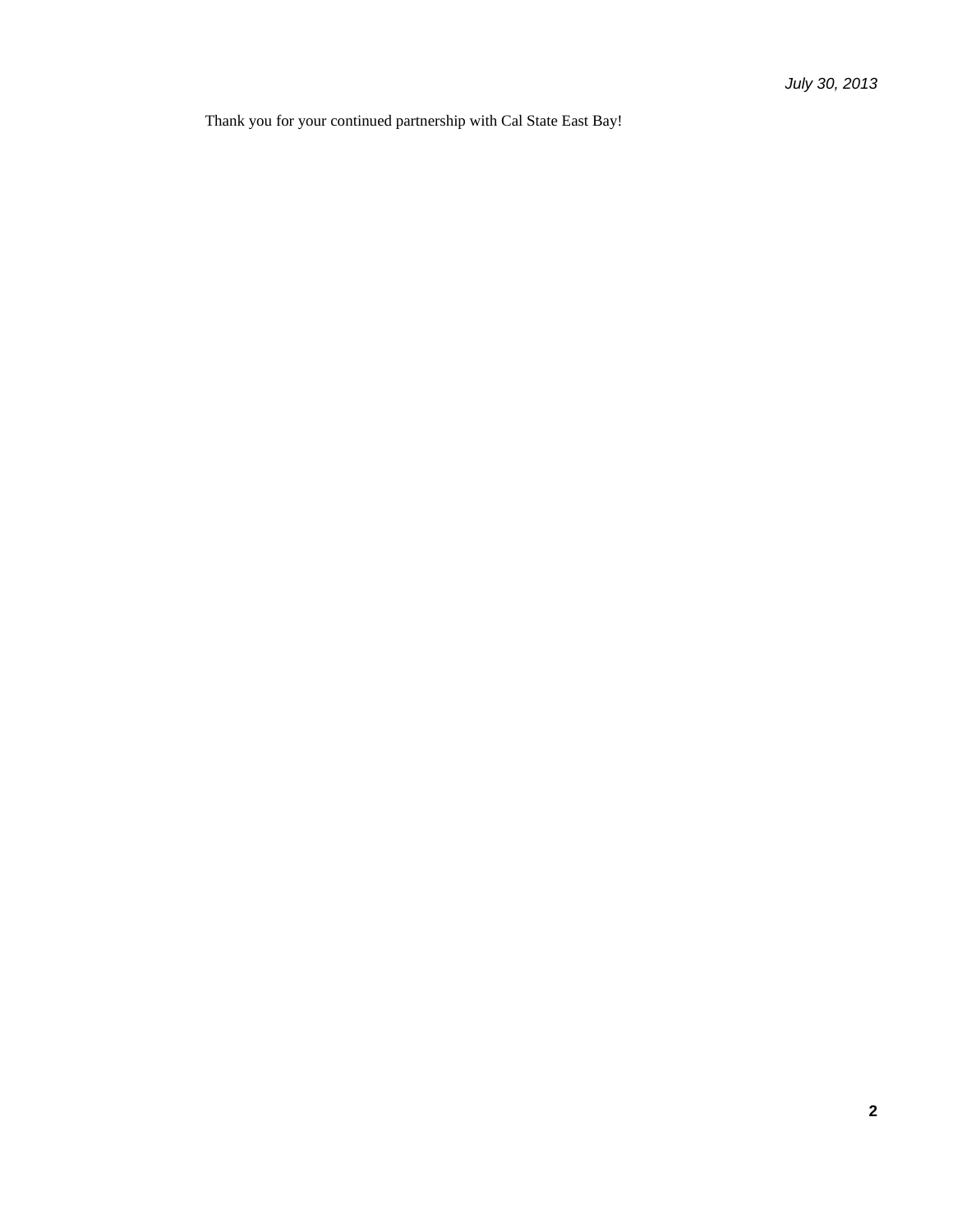Thank you for your continued partnership with Cal State East Bay!